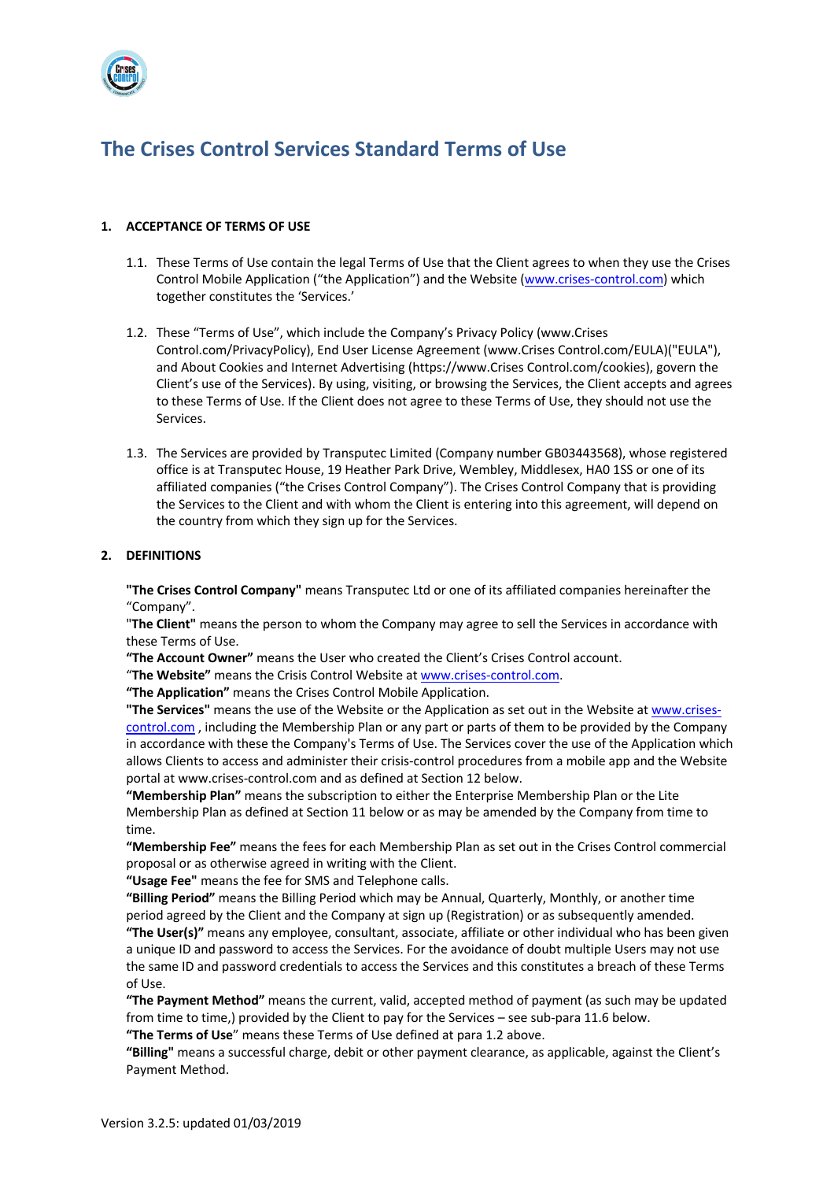# The Crises Control Services Standard Terms of Use

## 1. ACCEPTANCE OF TERMS OF USE

1.1. These Terms of Use contain the legal Terms of Use that the Client agrees to when they use the Crises Control Mobile Application ("the Application") and the Website (www.crises-control.com) which together constitutes the 'Services.'

1.2. These "Terms of Use", which include the Company's Privacy Policy (www.Crises Control.com/PrivacyPolicy), End User License Agreement (www.Crises Control.com/EULA)("EULA"), and About Cookies and Internet Advertising (https://www.Crises Control.com/cookies), govern the Client's use of the Services). By using, visiting, or browsing the Services, the Client accepts and agrees to these Terms of Use. If the Client does not agree to these Terms of Use, they should not use the Services.

1.3. The Services are provided by Transputec Limited (Company number GB03443568), whose registered office is at Transputec House, 19 Heather Park Drive, Wembley, Middlesex, HA0 1SS or one of its affiliated companies ("the Crises Control Company"). The Crises Control Company that is providing the Services to the Client and with whom the Client is entering into this agreement, will depend on the country from which they sign up for the Services.

## 2. DEFINITIONS

**"The Crises Control Company"** means Transputec Ltd or one of its affiliated companies hereinafter the "Company".

**"The Client"** means the person to whom the Company may agree to sell the Services in accordance with these Terms of Use.

**"The Account Owner"** means the User who created the Client's Crises Control account.

**"The Website"** means the Crisis Control Website at www.crises-control.com.

**"The Application"** means the Crises Control Mobile Application.

**"The Services"** means the use of the Website or the Application as set out in the Website at www.crises-control.com , including the Membership Plan or any part or parts of them to be provided by the Company in accordance with these the Company's Terms of Use. The Services cover the use of the Application which allows Clients to access and administer their crisis-control procedures from a mobile app and the Website portal at www.crises-control.com and as defined at Section 12 below.

**"Membership Plan"** means the subscription to either the Enterprise Membership Plan or the Lite Membership Plan as defined at Section 11 below or as may be amended by the Company from time to time.

**"Membership Fee"** means the fees for each Membership Plan as set out in the Crises Control commercial proposal or as otherwise agreed in writing with the Client.

**"Usage Fee"** means the fee for SMS and Telephone calls.

**"Billing Period"** means the Billing Period which may be Annual, Quarterly, Monthly, or another time period agreed by the Client and the Company at sign up (Registration) or as subsequently amended.

**"The User(s)"** means any employee, consultant, associate, affiliate or other individual who has been given a unique ID and password to access the Services. For the avoidance of doubt multiple Users may not use the same ID and password credentials to access the Services and this constitutes a breach of these Terms of Use.

**"The Payment Method"** means the current, valid, accepted method of payment (as such may be updated from time to time,) provided by the Client to pay for the Services – see sub-para 11.6 below.

**"The Terms of Use"** means these Terms of Use defined at para 1.2 above.

**"Billing"** means a successful charge, debit or other payment clearance, as applicable, against the Client's Payment Method.

Version 3.2.5: updated 01/03/2019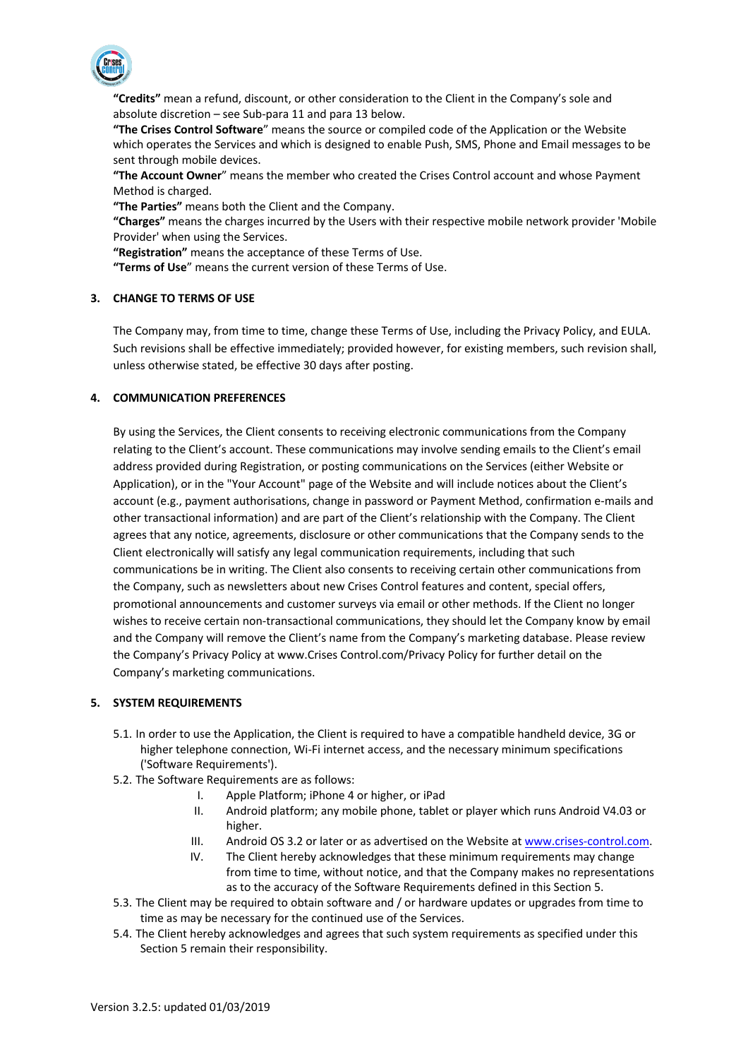**"Credits"** mean a refund, discount, or other consideration to the Client in the Company's sole and absolute discretion – see Sub-para 11 and para 13 below.

**"The Crises Control Software**" means the source or compiled code of the Application or the Website which operates the Services and which is designed to enable Push, SMS, Phone and Email messages to be sent through mobile devices.

**"The Account Owner**" means the member who created the Crises Control account and whose Payment Method is charged.

**"The Parties"** means both the Client and the Company.

**"Charges"** means the charges incurred by the Users with their respective mobile network provider 'Mobile Provider' when using the Services.

**"Registration"** means the acceptance of these Terms of Use.

**"Terms of Use**" means the current version of these Terms of Use.

## 3. CHANGE TO TERMS OF USE

The Company may, from time to time, change these Terms of Use, including the Privacy Policy, and EULA. Such revisions shall be effective immediately; provided however, for existing members, such revision shall, unless otherwise stated, be effective 30 days after posting.

## 4. COMMUNICATION PREFERENCES

By using the Services, the Client consents to receiving electronic communications from the Company relating to the Client's account. These communications may involve sending emails to the Client's email address provided during Registration, or posting communications on the Services (either Website or Application), or in the "Your Account" page of the Website and will include notices about the Client's account (e.g., payment authorisations, change in password or Payment Method, confirmation e-mails and other transactional information) and are part of the Client's relationship with the Company. The Client agrees that any notice, agreements, disclosure or other communications that the Company sends to the Client electronically will satisfy any legal communication requirements, including that such communications be in writing. The Client also consents to receiving certain other communications from the Company, such as newsletters about new Crises Control features and content, special offers, promotional announcements and customer surveys via email or other methods. If the Client no longer wishes to receive certain non-transactional communications, they should let the Company know by email and the Company will remove the Client's name from the Company's marketing database. Please review the Company's Privacy Policy at www.Crises Control.com/Privacy Policy for further detail on the Company's marketing communications.

## 5. SYSTEM REQUIREMENTS

5.1. In order to use the Application, the Client is required to have a compatible handheld device, 3G or higher telephone connection, Wi-Fi internet access, and the necessary minimum specifications ('Software Requirements').

5.2. The Software Requirements are as follows:

- I. Apple Platform; iPhone 4 or higher, or iPad
- II. Android platform; any mobile phone, tablet or player which runs Android V4.03 or higher.
- III. Android OS 3.2 or later or as advertised on the Website at www.crises-control.com.
- IV. The Client hereby acknowledges that these minimum requirements may change from time to time, without notice, and that the Company makes no representations as to the accuracy of the Software Requirements defined in this Section 5.

5.3. The Client may be required to obtain software and / or hardware updates or upgrades from time to time as may be necessary for the continued use of the Services.

5.4. The Client hereby acknowledges and agrees that such system requirements as specified under this Section 5 remain their responsibility.

Version 3.2.5: updated 01/03/2019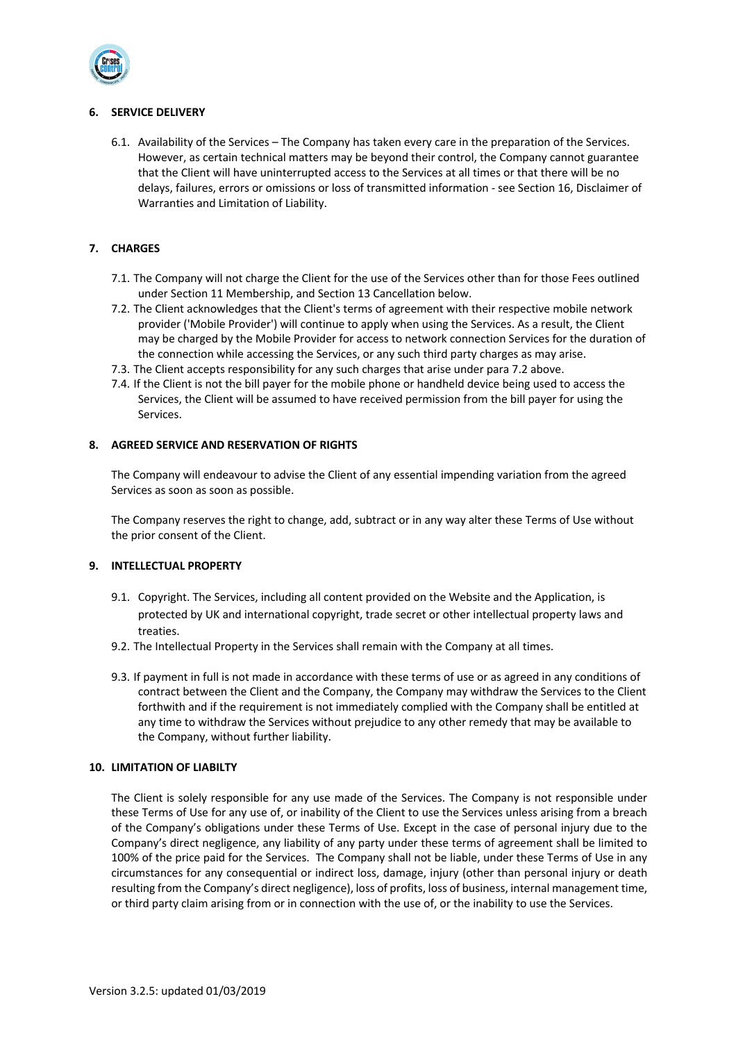## 6. SERVICE DELIVERY

6.1. Availability of the Services – The Company has taken every care in the preparation of the Services. However, as certain technical matters may be beyond their control, the Company cannot guarantee that the Client will have uninterrupted access to the Services at all times or that there will be no delays, failures, errors or omissions or loss of transmitted information - see Section 16, Disclaimer of Warranties and Limitation of Liability.

## 7. CHARGES

7.1. The Company will not charge the Client for the use of the Services other than for those Fees outlined under Section 11 Membership, and Section 13 Cancellation below.
7.2. The Client acknowledges that the Client's terms of agreement with their respective mobile network provider ('Mobile Provider') will continue to apply when using the Services. As a result, the Client may be charged by the Mobile Provider for access to network connection Services for the duration of the connection while accessing the Services, or any such third party charges as may arise.
7.3. The Client accepts responsibility for any such charges that arise under para 7.2 above.
7.4. If the Client is not the bill payer for the mobile phone or handheld device being used to access the Services, the Client will be assumed to have received permission from the bill payer for using the Services.

## 8. AGREED SERVICE AND RESERVATION OF RIGHTS

The Company will endeavour to advise the Client of any essential impending variation from the agreed Services as soon as soon as possible.

The Company reserves the right to change, add, subtract or in any way alter these Terms of Use without the prior consent of the Client.

## 9. INTELLECTUAL PROPERTY

9.1. Copyright. The Services, including all content provided on the Website and the Application, is protected by UK and international copyright, trade secret or other intellectual property laws and treaties.
9.2. The Intellectual Property in the Services shall remain with the Company at all times.

9.3. If payment in full is not made in accordance with these terms of use or as agreed in any conditions of contract between the Client and the Company, the Company may withdraw the Services to the Client forthwith and if the requirement is not immediately complied with the Company shall be entitled at any time to withdraw the Services without prejudice to any other remedy that may be available to the Company, without further liability.

## 10. LIMITATION OF LIABILTY

The Client is solely responsible for any use made of the Services. The Company is not responsible under these Terms of Use for any use of, or inability of the Client to use the Services unless arising from a breach of the Company's obligations under these Terms of Use. Except in the case of personal injury due to the Company's direct negligence, any liability of any party under these terms of agreement shall be limited to 100% of the price paid for the Services. The Company shall not be liable, under these Terms of Use in any circumstances for any consequential or indirect loss, damage, injury (other than personal injury or death resulting from the Company's direct negligence), loss of profits, loss of business, internal management time, or third party claim arising from or in connection with the use of, or the inability to use the Services.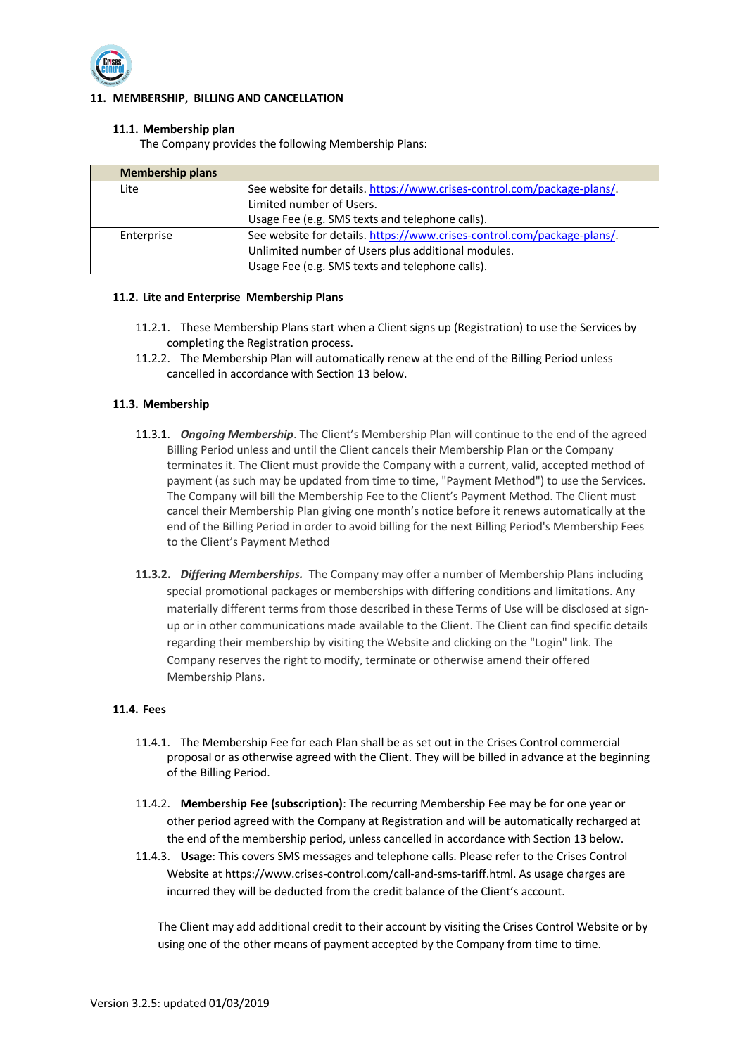## 11. MEMBERSHIP, BILLING AND CANCELLATION

### 11.1. Membership plan

The Company provides the following Membership Plans:

| Membership plans | |
|---|---|
| Lite | See website for details. https://www.crises-control.com/package-plans/. Limited number of Users. Usage Fee (e.g. SMS texts and telephone calls). |
| Enterprise | See website for details. https://www.crises-control.com/package-plans/. Unlimited number of Users plus additional modules. Usage Fee (e.g. SMS texts and telephone calls). |

### 11.2. Lite and Enterprise Membership Plans

11.2.1. These Membership Plans start when a Client signs up (Registration) to use the Services by completing the Registration process.

11.2.2. The Membership Plan will automatically renew at the end of the Billing Period unless cancelled in accordance with Section 13 below.

### 11.3. Membership

11.3.1. ***Ongoing Membership***. The Client's Membership Plan will continue to the end of the agreed Billing Period unless and until the Client cancels their Membership Plan or the Company terminates it. The Client must provide the Company with a current, valid, accepted method of payment (as such may be updated from time to time, "Payment Method") to use the Services. The Company will bill the Membership Fee to the Client's Payment Method. The Client must cancel their Membership Plan giving one month's notice before it renews automatically at the end of the Billing Period in order to avoid billing for the next Billing Period's Membership Fees to the Client's Payment Method

**11.3.2.** ***Differing Memberships.*** The Company may offer a number of Membership Plans including special promotional packages or memberships with differing conditions and limitations. Any materially different terms from those described in these Terms of Use will be disclosed at sign-up or in other communications made available to the Client. The Client can find specific details regarding their membership by visiting the Website and clicking on the "Login" link. The Company reserves the right to modify, terminate or otherwise amend their offered Membership Plans.

### 11.4. Fees

11.4.1. The Membership Fee for each Plan shall be as set out in the Crises Control commercial proposal or as otherwise agreed with the Client. They will be billed in advance at the beginning of the Billing Period.

11.4.2. **Membership Fee (subscription)**: The recurring Membership Fee may be for one year or other period agreed with the Company at Registration and will be automatically recharged at the end of the membership period, unless cancelled in accordance with Section 13 below.

11.4.3. **Usage**: This covers SMS messages and telephone calls. Please refer to the Crises Control Website at https://www.crises-control.com/call-and-sms-tariff.html. As usage charges are incurred they will be deducted from the credit balance of the Client's account.

The Client may add additional credit to their account by visiting the Crises Control Website or by using one of the other means of payment accepted by the Company from time to time.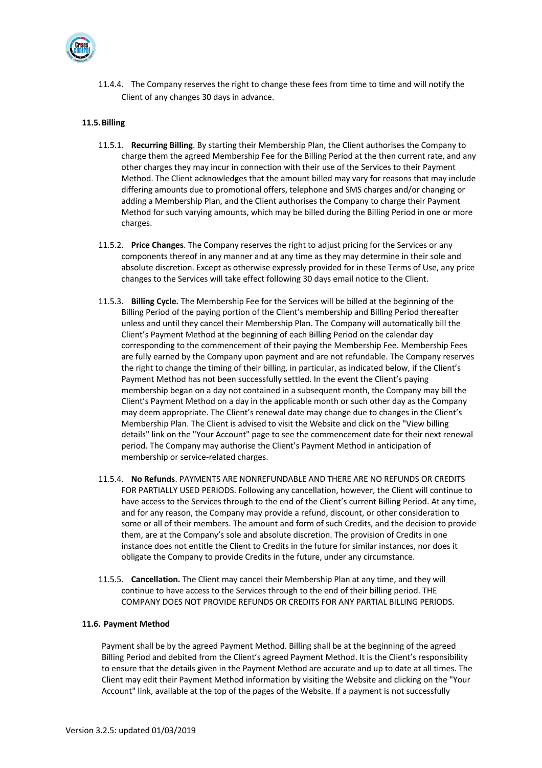11.4.4. The Company reserves the right to change these fees from time to time and will notify the Client of any changes 30 days in advance.

**11.5. Billing**

11.5.1. **Recurring Billing**. By starting their Membership Plan, the Client authorises the Company to charge them the agreed Membership Fee for the Billing Period at the then current rate, and any other charges they may incur in connection with their use of the Services to their Payment Method. The Client acknowledges that the amount billed may vary for reasons that may include differing amounts due to promotional offers, telephone and SMS charges and/or changing or adding a Membership Plan, and the Client authorises the Company to charge their Payment Method for such varying amounts, which may be billed during the Billing Period in one or more charges.

11.5.2. **Price Changes**. The Company reserves the right to adjust pricing for the Services or any components thereof in any manner and at any time as they may determine in their sole and absolute discretion. Except as otherwise expressly provided for in these Terms of Use, any price changes to the Services will take effect following 30 days email notice to the Client.

11.5.3. **Billing Cycle.** The Membership Fee for the Services will be billed at the beginning of the Billing Period of the paying portion of the Client's membership and Billing Period thereafter unless and until they cancel their Membership Plan. The Company will automatically bill the Client's Payment Method at the beginning of each Billing Period on the calendar day corresponding to the commencement of their paying the Membership Fee. Membership Fees are fully earned by the Company upon payment and are not refundable. The Company reserves the right to change the timing of their billing, in particular, as indicated below, if the Client's Payment Method has not been successfully settled. In the event the Client's paying membership began on a day not contained in a subsequent month, the Company may bill the Client's Payment Method on a day in the applicable month or such other day as the Company may deem appropriate. The Client's renewal date may change due to changes in the Client's Membership Plan. The Client is advised to visit the Website and click on the "View billing details" link on the "Your Account" page to see the commencement date for their next renewal period. The Company may authorise the Client's Payment Method in anticipation of membership or service-related charges.

11.5.4. **No Refunds**. PAYMENTS ARE NONREFUNDABLE AND THERE ARE NO REFUNDS OR CREDITS FOR PARTIALLY USED PERIODS. Following any cancellation, however, the Client will continue to have access to the Services through to the end of the Client's current Billing Period. At any time, and for any reason, the Company may provide a refund, discount, or other consideration to some or all of their members. The amount and form of such Credits, and the decision to provide them, are at the Company's sole and absolute discretion. The provision of Credits in one instance does not entitle the Client to Credits in the future for similar instances, nor does it obligate the Company to provide Credits in the future, under any circumstance.

11.5.5. **Cancellation.** The Client may cancel their Membership Plan at any time, and they will continue to have access to the Services through to the end of their billing period. THE COMPANY DOES NOT PROVIDE REFUNDS OR CREDITS FOR ANY PARTIAL BILLING PERIODS.

**11.6. Payment Method**

Payment shall be by the agreed Payment Method. Billing shall be at the beginning of the agreed Billing Period and debited from the Client's agreed Payment Method. It is the Client's responsibility to ensure that the details given in the Payment Method are accurate and up to date at all times. The Client may edit their Payment Method information by visiting the Website and clicking on the "Your Account" link, available at the top of the pages of the Website. If a payment is not successfully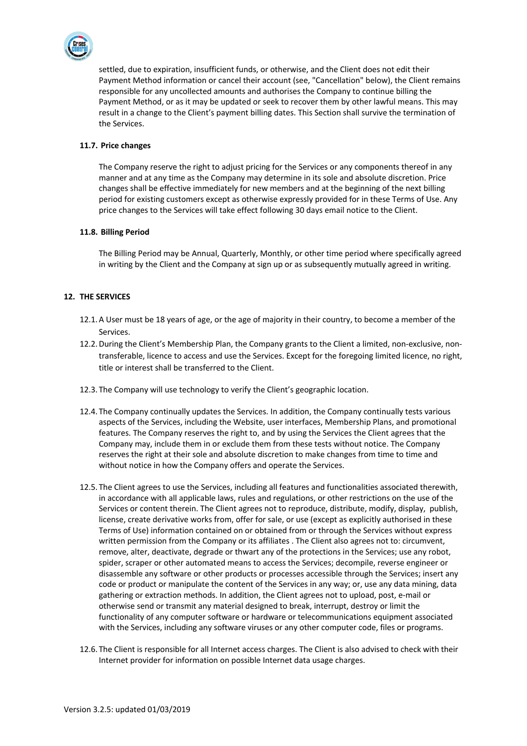settled, due to expiration, insufficient funds, or otherwise, and the Client does not edit their Payment Method information or cancel their account (see, "Cancellation" below), the Client remains responsible for any uncollected amounts and authorises the Company to continue billing the Payment Method, or as it may be updated or seek to recover them by other lawful means. This may result in a change to the Client's payment billing dates. This Section shall survive the termination of the Services.

#### 11.7. Price changes

The Company reserve the right to adjust pricing for the Services or any components thereof in any manner and at any time as the Company may determine in its sole and absolute discretion. Price changes shall be effective immediately for new members and at the beginning of the next billing period for existing customers except as otherwise expressly provided for in these Terms of Use. Any price changes to the Services will take effect following 30 days email notice to the Client.

#### 11.8. Billing Period

The Billing Period may be Annual, Quarterly, Monthly, or other time period where specifically agreed in writing by the Client and the Company at sign up or as subsequently mutually agreed in writing.

## 12. THE SERVICES

12.1. A User must be 18 years of age, or the age of majority in their country, to become a member of the Services.

12.2. During the Client's Membership Plan, the Company grants to the Client a limited, non-exclusive, non-transferable, licence to access and use the Services. Except for the foregoing limited licence, no right, title or interest shall be transferred to the Client.

12.3. The Company will use technology to verify the Client's geographic location.

12.4. The Company continually updates the Services. In addition, the Company continually tests various aspects of the Services, including the Website, user interfaces, Membership Plans, and promotional features. The Company reserves the right to, and by using the Services the Client agrees that the Company may, include them in or exclude them from these tests without notice. The Company reserves the right at their sole and absolute discretion to make changes from time to time and without notice in how the Company offers and operate the Services.

12.5. The Client agrees to use the Services, including all features and functionalities associated therewith, in accordance with all applicable laws, rules and regulations, or other restrictions on the use of the Services or content therein. The Client agrees not to reproduce, distribute, modify, display, publish, license, create derivative works from, offer for sale, or use (except as explicitly authorised in these Terms of Use) information contained on or obtained from or through the Services without express written permission from the Company or its affiliates . The Client also agrees not to: circumvent, remove, alter, deactivate, degrade or thwart any of the protections in the Services; use any robot, spider, scraper or other automated means to access the Services; decompile, reverse engineer or disassemble any software or other products or processes accessible through the Services; insert any code or product or manipulate the content of the Services in any way; or, use any data mining, data gathering or extraction methods. In addition, the Client agrees not to upload, post, e-mail or otherwise send or transmit any material designed to break, interrupt, destroy or limit the functionality of any computer software or hardware or telecommunications equipment associated with the Services, including any software viruses or any other computer code, files or programs.

12.6. The Client is responsible for all Internet access charges. The Client is also advised to check with their Internet provider for information on possible Internet data usage charges.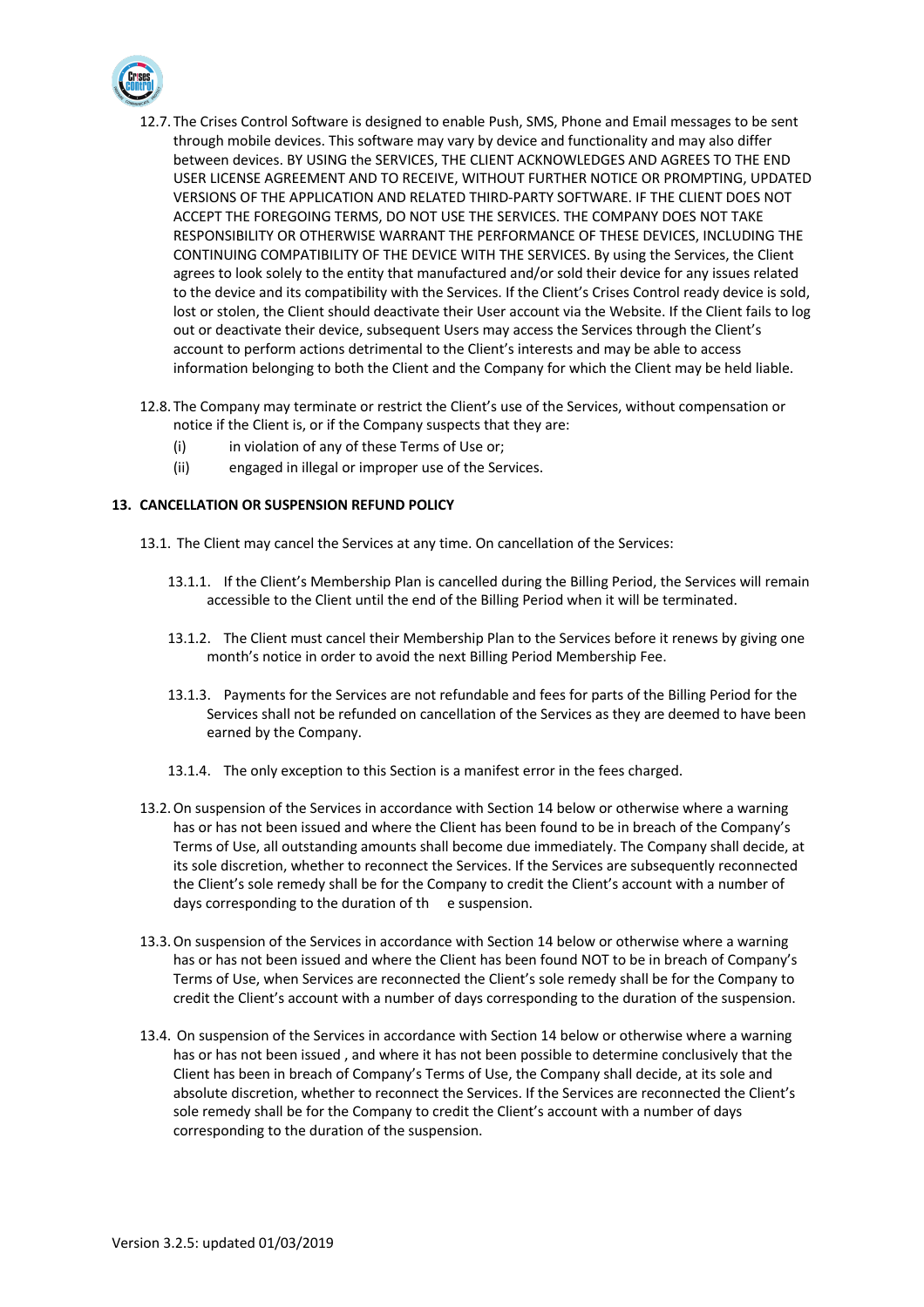12.7. The Crises Control Software is designed to enable Push, SMS, Phone and Email messages to be sent through mobile devices. This software may vary by device and functionality and may also differ between devices. BY USING the SERVICES, THE CLIENT ACKNOWLEDGES AND AGREES TO THE END USER LICENSE AGREEMENT AND TO RECEIVE, WITHOUT FURTHER NOTICE OR PROMPTING, UPDATED VERSIONS OF THE APPLICATION AND RELATED THIRD-PARTY SOFTWARE. IF THE CLIENT DOES NOT ACCEPT THE FOREGOING TERMS, DO NOT USE THE SERVICES. THE COMPANY DOES NOT TAKE RESPONSIBILITY OR OTHERWISE WARRANT THE PERFORMANCE OF THESE DEVICES, INCLUDING THE CONTINUING COMPATIBILITY OF THE DEVICE WITH THE SERVICES. By using the Services, the Client agrees to look solely to the entity that manufactured and/or sold their device for any issues related to the device and its compatibility with the Services. If the Client's Crises Control ready device is sold, lost or stolen, the Client should deactivate their User account via the Website. If the Client fails to log out or deactivate their device, subsequent Users may access the Services through the Client's account to perform actions detrimental to the Client's interests and may be able to access information belonging to both the Client and the Company for which the Client may be held liable.

12.8. The Company may terminate or restrict the Client's use of the Services, without compensation or notice if the Client is, or if the Company suspects that they are:

(i) in violation of any of these Terms of Use or;

(ii) engaged in illegal or improper use of the Services.

## 13. CANCELLATION OR SUSPENSION REFUND POLICY

13.1. The Client may cancel the Services at any time. On cancellation of the Services:

13.1.1. If the Client's Membership Plan is cancelled during the Billing Period, the Services will remain accessible to the Client until the end of the Billing Period when it will be terminated.

13.1.2. The Client must cancel their Membership Plan to the Services before it renews by giving one month's notice in order to avoid the next Billing Period Membership Fee.

13.1.3. Payments for the Services are not refundable and fees for parts of the Billing Period for the Services shall not be refunded on cancellation of the Services as they are deemed to have been earned by the Company.

13.1.4. The only exception to this Section is a manifest error in the fees charged.

13.2. On suspension of the Services in accordance with Section 14 below or otherwise where a warning has or has not been issued and where the Client has been found to be in breach of the Company's Terms of Use, all outstanding amounts shall become due immediately. The Company shall decide, at its sole discretion, whether to reconnect the Services. If the Services are subsequently reconnected the Client's sole remedy shall be for the Company to credit the Client's account with a number of days corresponding to the duration of th e suspension.

13.3. On suspension of the Services in accordance with Section 14 below or otherwise where a warning has or has not been issued and where the Client has been found NOT to be in breach of Company's Terms of Use, when Services are reconnected the Client's sole remedy shall be for the Company to credit the Client's account with a number of days corresponding to the duration of the suspension.

13.4. On suspension of the Services in accordance with Section 14 below or otherwise where a warning has or has not been issued , and where it has not been possible to determine conclusively that the Client has been in breach of Company's Terms of Use, the Company shall decide, at its sole and absolute discretion, whether to reconnect the Services. If the Services are reconnected the Client's sole remedy shall be for the Company to credit the Client's account with a number of days corresponding to the duration of the suspension.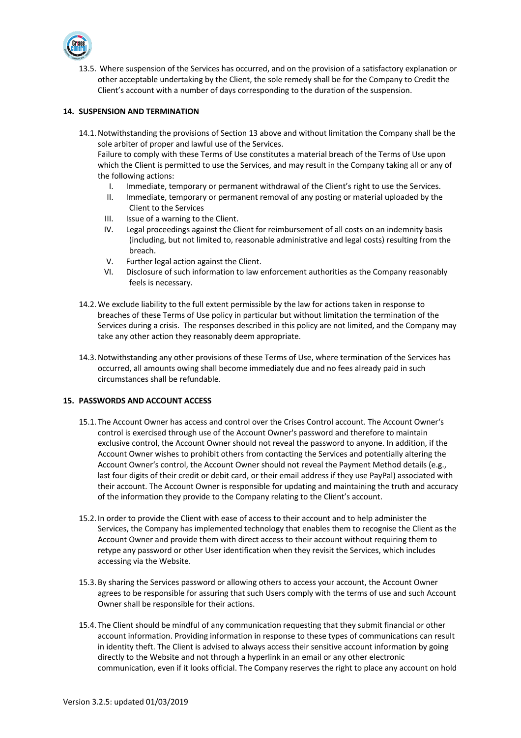13.5. Where suspension of the Services has occurred, and on the provision of a satisfactory explanation or other acceptable undertaking by the Client, the sole remedy shall be for the Company to Credit the Client's account with a number of days corresponding to the duration of the suspension.

## 14. SUSPENSION AND TERMINATION

14.1. Notwithstanding the provisions of Section 13 above and without limitation the Company shall be the sole arbiter of proper and lawful use of the Services.
Failure to comply with these Terms of Use constitutes a material breach of the Terms of Use upon which the Client is permitted to use the Services, and may result in the Company taking all or any of the following actions:

I. Immediate, temporary or permanent withdrawal of the Client's right to use the Services.
II. Immediate, temporary or permanent removal of any posting or material uploaded by the Client to the Services
III. Issue of a warning to the Client.
IV. Legal proceedings against the Client for reimbursement of all costs on an indemnity basis (including, but not limited to, reasonable administrative and legal costs) resulting from the breach.
V. Further legal action against the Client.
VI. Disclosure of such information to law enforcement authorities as the Company reasonably feels is necessary.

14.2. We exclude liability to the full extent permissible by the law for actions taken in response to breaches of these Terms of Use policy in particular but without limitation the termination of the Services during a crisis. The responses described in this policy are not limited, and the Company may take any other action they reasonably deem appropriate.

14.3. Notwithstanding any other provisions of these Terms of Use, where termination of the Services has occurred, all amounts owing shall become immediately due and no fees already paid in such circumstances shall be refundable.

## 15. PASSWORDS AND ACCOUNT ACCESS

15.1. The Account Owner has access and control over the Crises Control account. The Account Owner's control is exercised through use of the Account Owner's password and therefore to maintain exclusive control, the Account Owner should not reveal the password to anyone. In addition, if the Account Owner wishes to prohibit others from contacting the Services and potentially altering the Account Owner's control, the Account Owner should not reveal the Payment Method details (e.g., last four digits of their credit or debit card, or their email address if they use PayPal) associated with their account. The Account Owner is responsible for updating and maintaining the truth and accuracy of the information they provide to the Company relating to the Client's account.

15.2. In order to provide the Client with ease of access to their account and to help administer the Services, the Company has implemented technology that enables them to recognise the Client as the Account Owner and provide them with direct access to their account without requiring them to retype any password or other User identification when they revisit the Services, which includes accessing via the Website.

15.3. By sharing the Services password or allowing others to access your account, the Account Owner agrees to be responsible for assuring that such Users comply with the terms of use and such Account Owner shall be responsible for their actions.

15.4. The Client should be mindful of any communication requesting that they submit financial or other account information. Providing information in response to these types of communications can result in identity theft. The Client is advised to always access their sensitive account information by going directly to the Website and not through a hyperlink in an email or any other electronic communication, even if it looks official. The Company reserves the right to place any account on hold

Version 3.2.5: updated 01/03/2019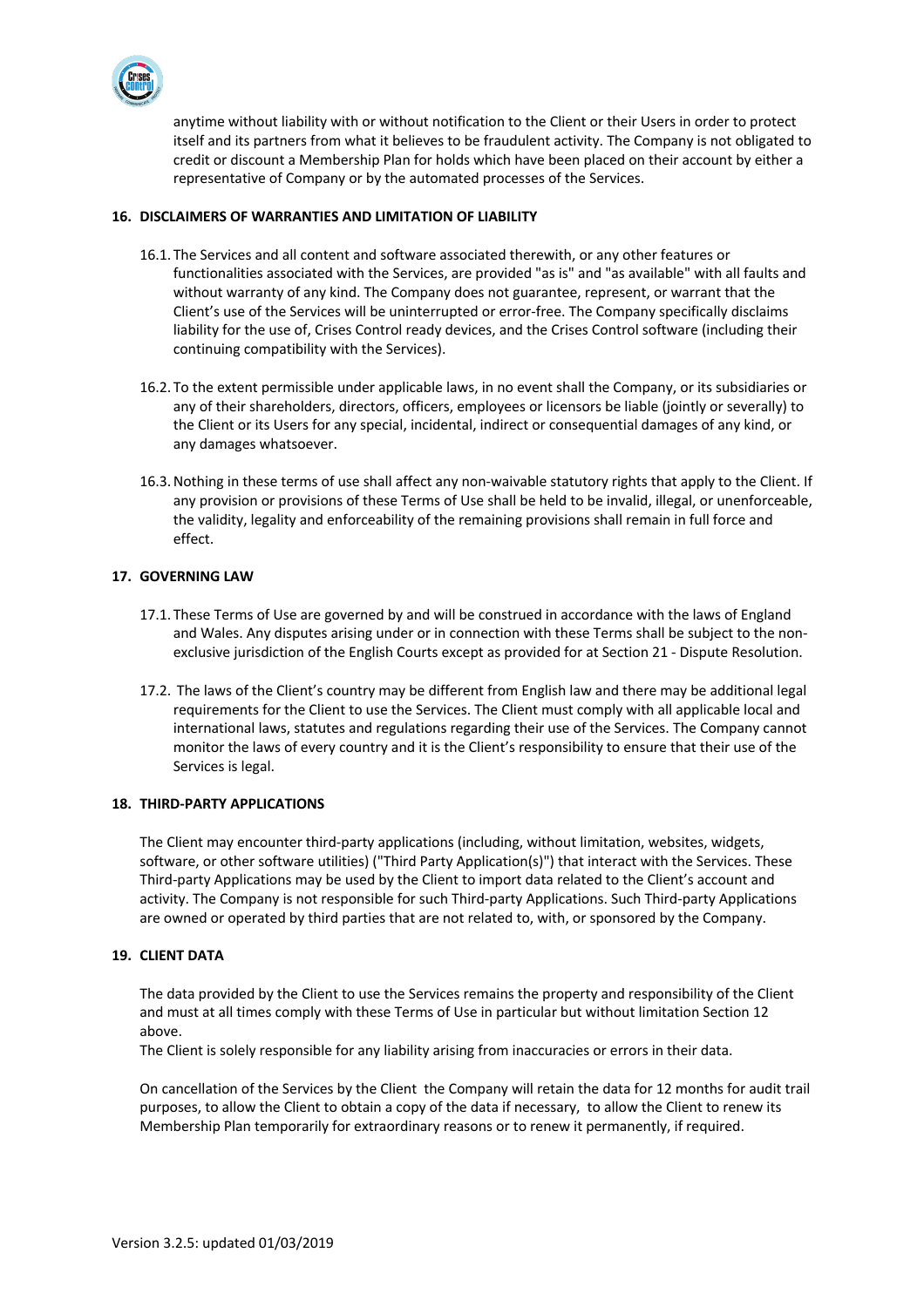anytime without liability with or without notification to the Client or their Users in order to protect itself and its partners from what it believes to be fraudulent activity. The Company is not obligated to credit or discount a Membership Plan for holds which have been placed on their account by either a representative of Company or by the automated processes of the Services.

## 16. DISCLAIMERS OF WARRANTIES AND LIMITATION OF LIABILITY

16.1. The Services and all content and software associated therewith, or any other features or functionalities associated with the Services, are provided "as is" and "as available" with all faults and without warranty of any kind. The Company does not guarantee, represent, or warrant that the Client's use of the Services will be uninterrupted or error-free. The Company specifically disclaims liability for the use of, Crises Control ready devices, and the Crises Control software (including their continuing compatibility with the Services).

16.2. To the extent permissible under applicable laws, in no event shall the Company, or its subsidiaries or any of their shareholders, directors, officers, employees or licensors be liable (jointly or severally) to the Client or its Users for any special, incidental, indirect or consequential damages of any kind, or any damages whatsoever.

16.3. Nothing in these terms of use shall affect any non-waivable statutory rights that apply to the Client. If any provision or provisions of these Terms of Use shall be held to be invalid, illegal, or unenforceable, the validity, legality and enforceability of the remaining provisions shall remain in full force and effect.

## 17. GOVERNING LAW

17.1. These Terms of Use are governed by and will be construed in accordance with the laws of England and Wales. Any disputes arising under or in connection with these Terms shall be subject to the non-exclusive jurisdiction of the English Courts except as provided for at Section 21 - Dispute Resolution.

17.2. The laws of the Client's country may be different from English law and there may be additional legal requirements for the Client to use the Services. The Client must comply with all applicable local and international laws, statutes and regulations regarding their use of the Services. The Company cannot monitor the laws of every country and it is the Client's responsibility to ensure that their use of the Services is legal.

## 18. THIRD-PARTY APPLICATIONS

The Client may encounter third-party applications (including, without limitation, websites, widgets, software, or other software utilities) ("Third Party Application(s)") that interact with the Services. These Third-party Applications may be used by the Client to import data related to the Client's account and activity. The Company is not responsible for such Third-party Applications. Such Third-party Applications are owned or operated by third parties that are not related to, with, or sponsored by the Company.

## 19. CLIENT DATA

The data provided by the Client to use the Services remains the property and responsibility of the Client and must at all times comply with these Terms of Use in particular but without limitation Section 12 above.
The Client is solely responsible for any liability arising from inaccuracies or errors in their data.

On cancellation of the Services by the Client the Company will retain the data for 12 months for audit trail purposes, to allow the Client to obtain a copy of the data if necessary, to allow the Client to renew its Membership Plan temporarily for extraordinary reasons or to renew it permanently, if required.

Version 3.2.5: updated 01/03/2019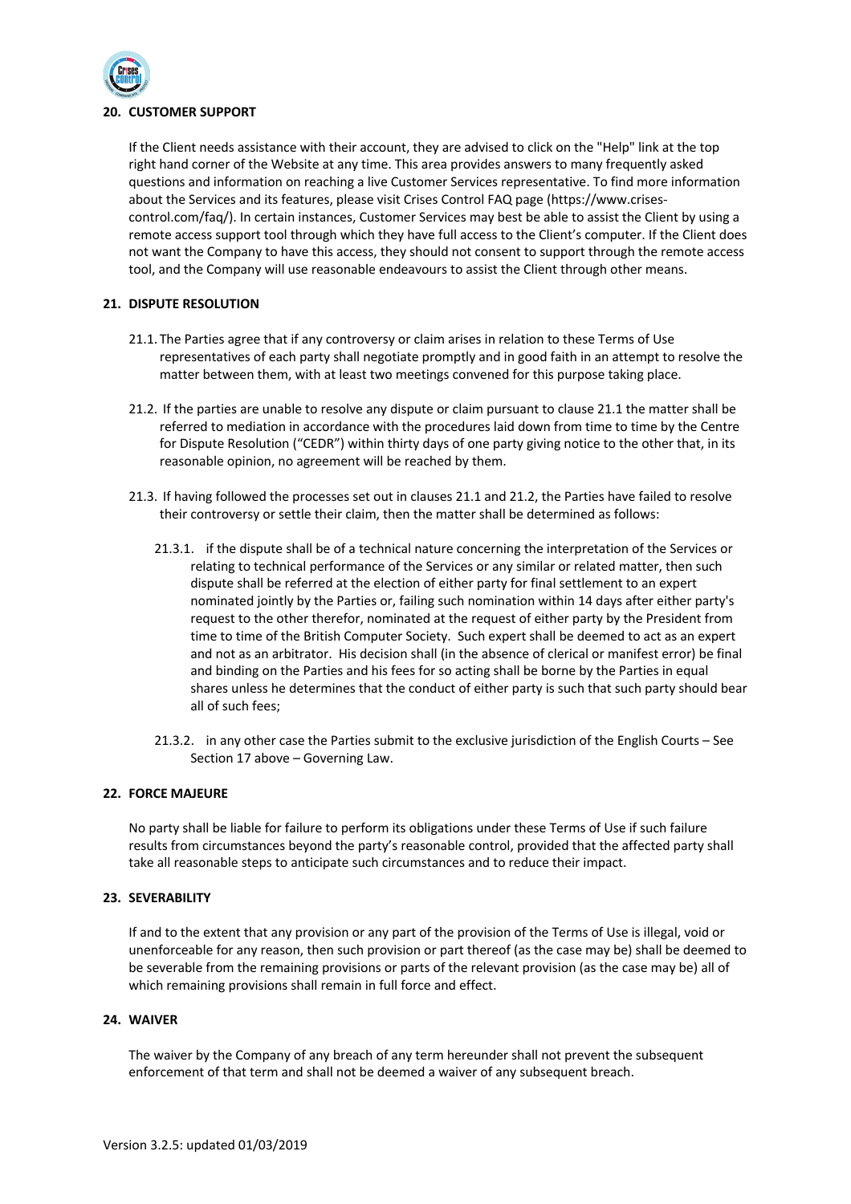## 20. CUSTOMER SUPPORT

If the Client needs assistance with their account, they are advised to click on the "Help" link at the top right hand corner of the Website at any time. This area provides answers to many frequently asked questions and information on reaching a live Customer Services representative. To find more information about the Services and its features, please visit Crises Control FAQ page (https://www.crises-control.com/faq/). In certain instances, Customer Services may best be able to assist the Client by using a remote access support tool through which they have full access to the Client's computer. If the Client does not want the Company to have this access, they should not consent to support through the remote access tool, and the Company will use reasonable endeavours to assist the Client through other means.

## 21. DISPUTE RESOLUTION

21.1. The Parties agree that if any controversy or claim arises in relation to these Terms of Use representatives of each party shall negotiate promptly and in good faith in an attempt to resolve the matter between them, with at least two meetings convened for this purpose taking place.

21.2. If the parties are unable to resolve any dispute or claim pursuant to clause 21.1 the matter shall be referred to mediation in accordance with the procedures laid down from time to time by the Centre for Dispute Resolution ("CEDR") within thirty days of one party giving notice to the other that, in its reasonable opinion, no agreement will be reached by them.

21.3. If having followed the processes set out in clauses 21.1 and 21.2, the Parties have failed to resolve their controversy or settle their claim, then the matter shall be determined as follows:

21.3.1. if the dispute shall be of a technical nature concerning the interpretation of the Services or relating to technical performance of the Services or any similar or related matter, then such dispute shall be referred at the election of either party for final settlement to an expert nominated jointly by the Parties or, failing such nomination within 14 days after either party's request to the other therefor, nominated at the request of either party by the President from time to time of the British Computer Society. Such expert shall be deemed to act as an expert and not as an arbitrator. His decision shall (in the absence of clerical or manifest error) be final and binding on the Parties and his fees for so acting shall be borne by the Parties in equal shares unless he determines that the conduct of either party is such that such party should bear all of such fees;

21.3.2. in any other case the Parties submit to the exclusive jurisdiction of the English Courts – See Section 17 above – Governing Law.

## 22. FORCE MAJEURE

No party shall be liable for failure to perform its obligations under these Terms of Use if such failure results from circumstances beyond the party's reasonable control, provided that the affected party shall take all reasonable steps to anticipate such circumstances and to reduce their impact.

## 23. SEVERABILITY

If and to the extent that any provision or any part of the provision of the Terms of Use is illegal, void or unenforceable for any reason, then such provision or part thereof (as the case may be) shall be deemed to be severable from the remaining provisions or parts of the relevant provision (as the case may be) all of which remaining provisions shall remain in full force and effect.

## 24. WAIVER

The waiver by the Company of any breach of any term hereunder shall not prevent the subsequent enforcement of that term and shall not be deemed a waiver of any subsequent breach.

Version 3.2.5: updated 01/03/2019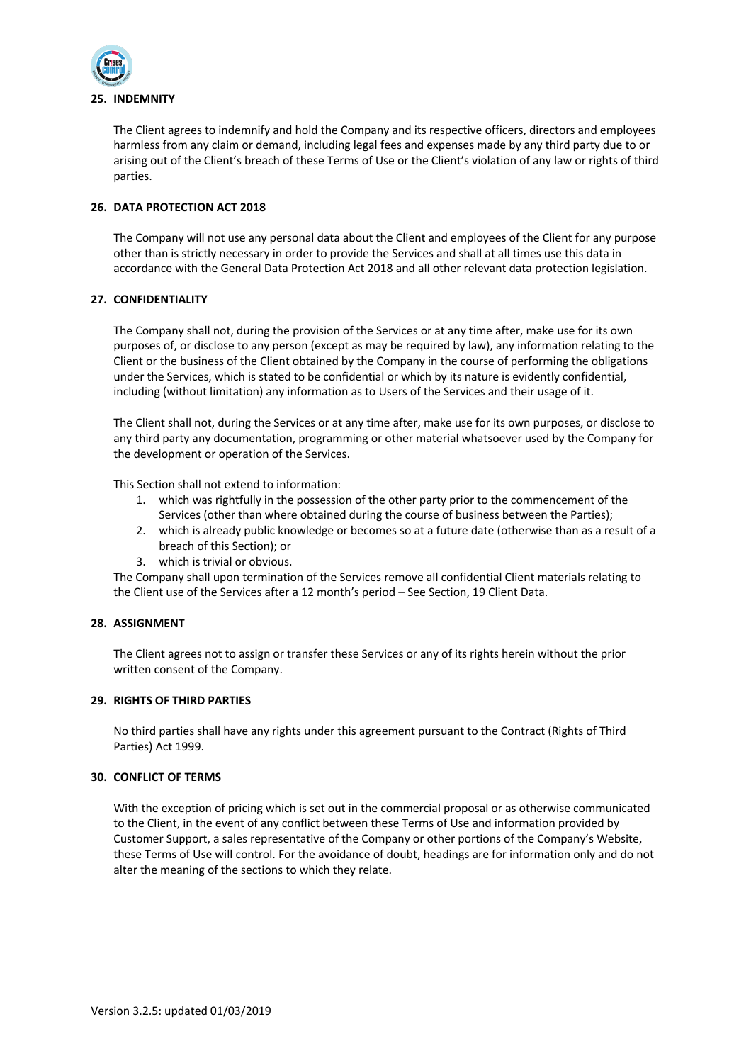## 25. INDEMNITY

The Client agrees to indemnify and hold the Company and its respective officers, directors and employees harmless from any claim or demand, including legal fees and expenses made by any third party due to or arising out of the Client's breach of these Terms of Use or the Client's violation of any law or rights of third parties.

## 26. DATA PROTECTION ACT 2018

The Company will not use any personal data about the Client and employees of the Client for any purpose other than is strictly necessary in order to provide the Services and shall at all times use this data in accordance with the General Data Protection Act 2018 and all other relevant data protection legislation.

## 27. CONFIDENTIALITY

The Company shall not, during the provision of the Services or at any time after, make use for its own purposes of, or disclose to any person (except as may be required by law), any information relating to the Client or the business of the Client obtained by the Company in the course of performing the obligations under the Services, which is stated to be confidential or which by its nature is evidently confidential, including (without limitation) any information as to Users of the Services and their usage of it.

The Client shall not, during the Services or at any time after, make use for its own purposes, or disclose to any third party any documentation, programming or other material whatsoever used by the Company for the development or operation of the Services.

This Section shall not extend to information:

1. which was rightfully in the possession of the other party prior to the commencement of the Services (other than where obtained during the course of business between the Parties);
2. which is already public knowledge or becomes so at a future date (otherwise than as a result of a breach of this Section); or
3. which is trivial or obvious.

The Company shall upon termination of the Services remove all confidential Client materials relating to the Client use of the Services after a 12 month's period – See Section, 19 Client Data.

## 28. ASSIGNMENT

The Client agrees not to assign or transfer these Services or any of its rights herein without the prior written consent of the Company.

## 29. RIGHTS OF THIRD PARTIES

No third parties shall have any rights under this agreement pursuant to the Contract (Rights of Third Parties) Act 1999.

## 30. CONFLICT OF TERMS

With the exception of pricing which is set out in the commercial proposal or as otherwise communicated to the Client, in the event of any conflict between these Terms of Use and information provided by Customer Support, a sales representative of the Company or other portions of the Company's Website, these Terms of Use will control. For the avoidance of doubt, headings are for information only and do not alter the meaning of the sections to which they relate.